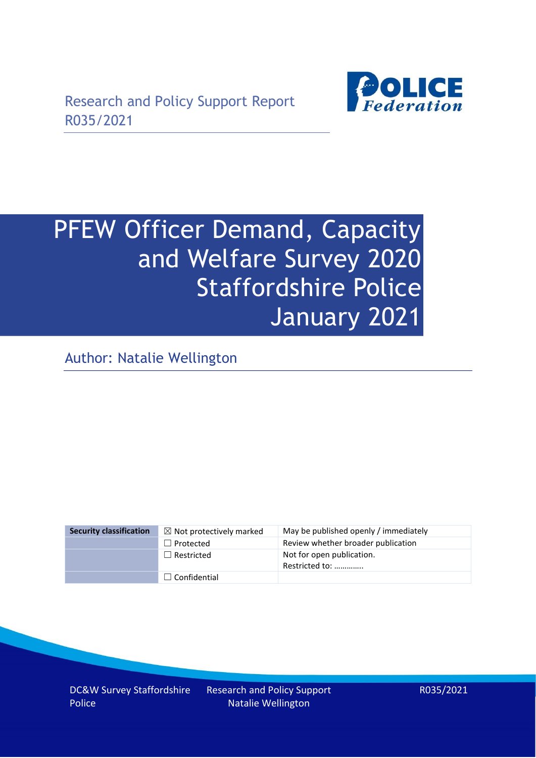Research and Policy Support Report
R035/2021

# PFEW Officer Demand, Capacity and Welfare Survey 2020 Staffordshire Police January 2021

Author: Natalie Wellington

| | | |
|---|---|---|
| **Security classification** | ☒ Not protectively marked | May be published openly / immediately |
| | ☐ Protected | Review whether broader publication |
| | ☐ Restricted | Not for open publication. Restricted to: ………….. |
| | ☐ Confidential | |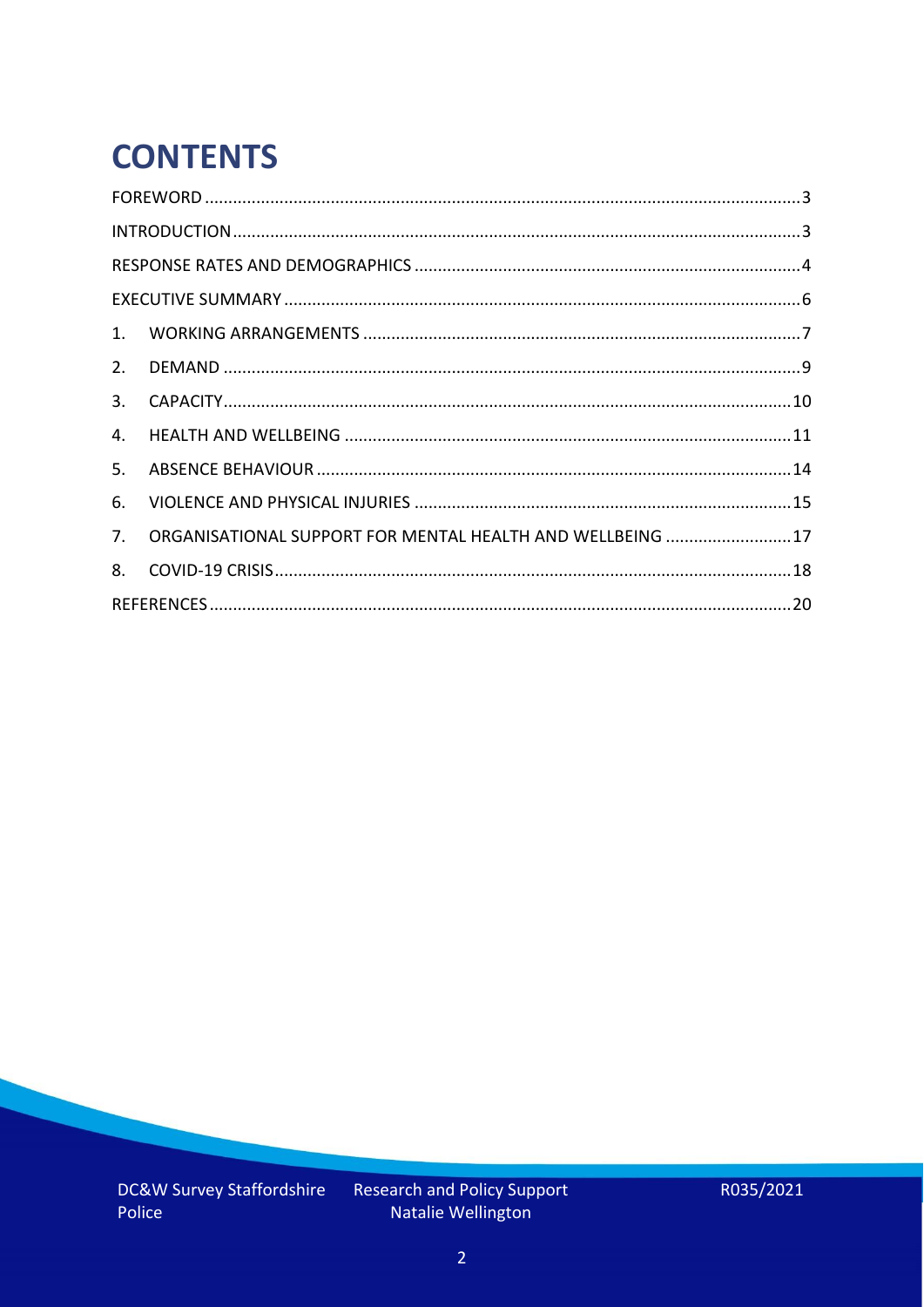# CONTENTS

FOREWORD ..... 3
INTRODUCTION ..... 3
RESPONSE RATES AND DEMOGRAPHICS ..... 4
EXECUTIVE SUMMARY ..... 6
1. WORKING ARRANGEMENTS ..... 7
2. DEMAND ..... 9
3. CAPACITY ..... 10
4. HEALTH AND WELLBEING ..... 11
5. ABSENCE BEHAVIOUR ..... 14
6. VIOLENCE AND PHYSICAL INJURIES ..... 15
7. ORGANISATIONAL SUPPORT FOR MENTAL HEALTH AND WELLBEING ..... 17
8. COVID-19 CRISIS ..... 18
REFERENCES ..... 20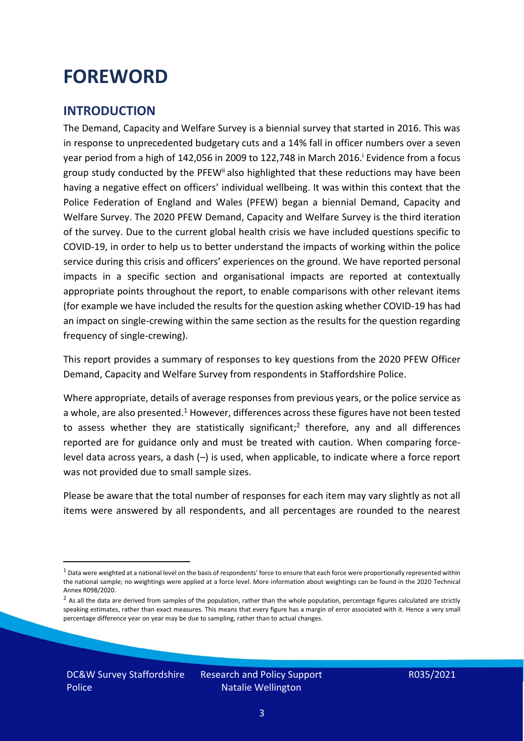# FOREWORD

## INTRODUCTION

The Demand, Capacity and Welfare Survey is a biennial survey that started in 2016. This was in response to unprecedented budgetary cuts and a 14% fall in officer numbers over a seven year period from a high of 142,056 in 2009 to 122,748 in March 2016.[i] Evidence from a focus group study conducted by the PFEW[ii] also highlighted that these reductions may have been having a negative effect on officers' individual wellbeing. It was within this context that the Police Federation of England and Wales (PFEW) began a biennial Demand, Capacity and Welfare Survey. The 2020 PFEW Demand, Capacity and Welfare Survey is the third iteration of the survey. Due to the current global health crisis we have included questions specific to COVID-19, in order to help us to better understand the impacts of working within the police service during this crisis and officers' experiences on the ground. We have reported personal impacts in a specific section and organisational impacts are reported at contextually appropriate points throughout the report, to enable comparisons with other relevant items (for example we have included the results for the question asking whether COVID-19 has had an impact on single-crewing within the same section as the results for the question regarding frequency of single-crewing).

This report provides a summary of responses to key questions from the 2020 PFEW Officer Demand, Capacity and Welfare Survey from respondents in Staffordshire Police.

Where appropriate, details of average responses from previous years, or the police service as a whole, are also presented.[1] However, differences across these figures have not been tested to assess whether they are statistically significant;[2] therefore, any and all differences reported are for guidance only and must be treated with caution. When comparing force-level data across years, a dash (–) is used, when applicable, to indicate where a force report was not provided due to small sample sizes.

Please be aware that the total number of responses for each item may vary slightly as not all items were answered by all respondents, and all percentages are rounded to the nearest

[1] Data were weighted at a national level on the basis of respondents' force to ensure that each force were proportionally represented within the national sample; no weightings were applied at a force level. More information about weightings can be found in the 2020 Technical Annex R098/2020.

[2] As all the data are derived from samples of the population, rather than the whole population, percentage figures calculated are strictly speaking estimates, rather than exact measures. This means that every figure has a margin of error associated with it. Hence a very small percentage difference year on year may be due to sampling, rather than to actual changes.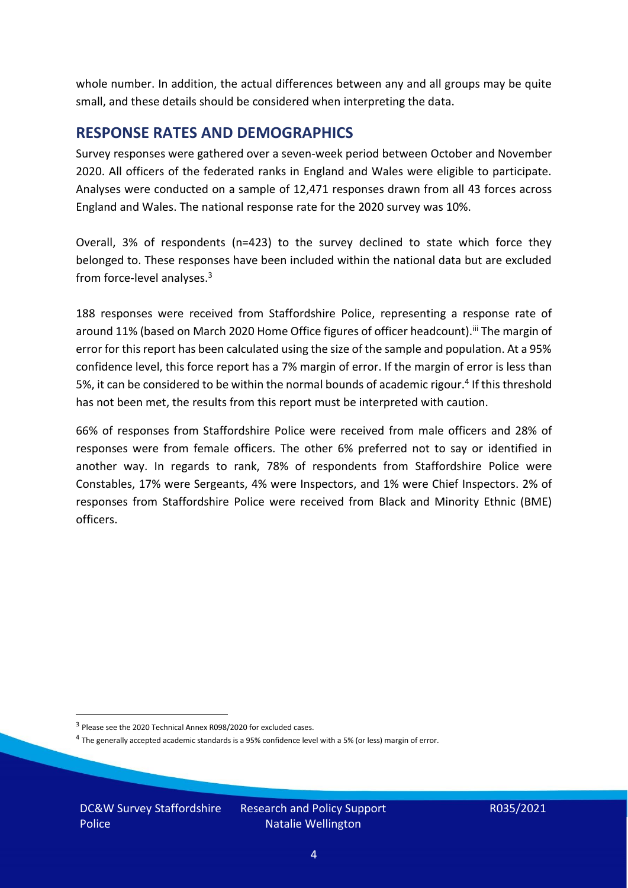whole number. In addition, the actual differences between any and all groups may be quite small, and these details should be considered when interpreting the data.

## RESPONSE RATES AND DEMOGRAPHICS

Survey responses were gathered over a seven-week period between October and November 2020. All officers of the federated ranks in England and Wales were eligible to participate. Analyses were conducted on a sample of 12,471 responses drawn from all 43 forces across England and Wales. The national response rate for the 2020 survey was 10%.

Overall, 3% of respondents (n=423) to the survey declined to state which force they belonged to. These responses have been included within the national data but are excluded from force-level analyses.[3]

188 responses were received from Staffordshire Police, representing a response rate of around 11% (based on March 2020 Home Office figures of officer headcount).[iii] The margin of error for this report has been calculated using the size of the sample and population. At a 95% confidence level, this force report has a 7% margin of error. If the margin of error is less than 5%, it can be considered to be within the normal bounds of academic rigour.[4] If this threshold has not been met, the results from this report must be interpreted with caution.

66% of responses from Staffordshire Police were received from male officers and 28% of responses were from female officers. The other 6% preferred not to say or identified in another way. In regards to rank, 78% of respondents from Staffordshire Police were Constables, 17% were Sergeants, 4% were Inspectors, and 1% were Chief Inspectors. 2% of responses from Staffordshire Police were received from Black and Minority Ethnic (BME) officers.

[3] Please see the 2020 Technical Annex R098/2020 for excluded cases.

[4] The generally accepted academic standards is a 95% confidence level with a 5% (or less) margin of error.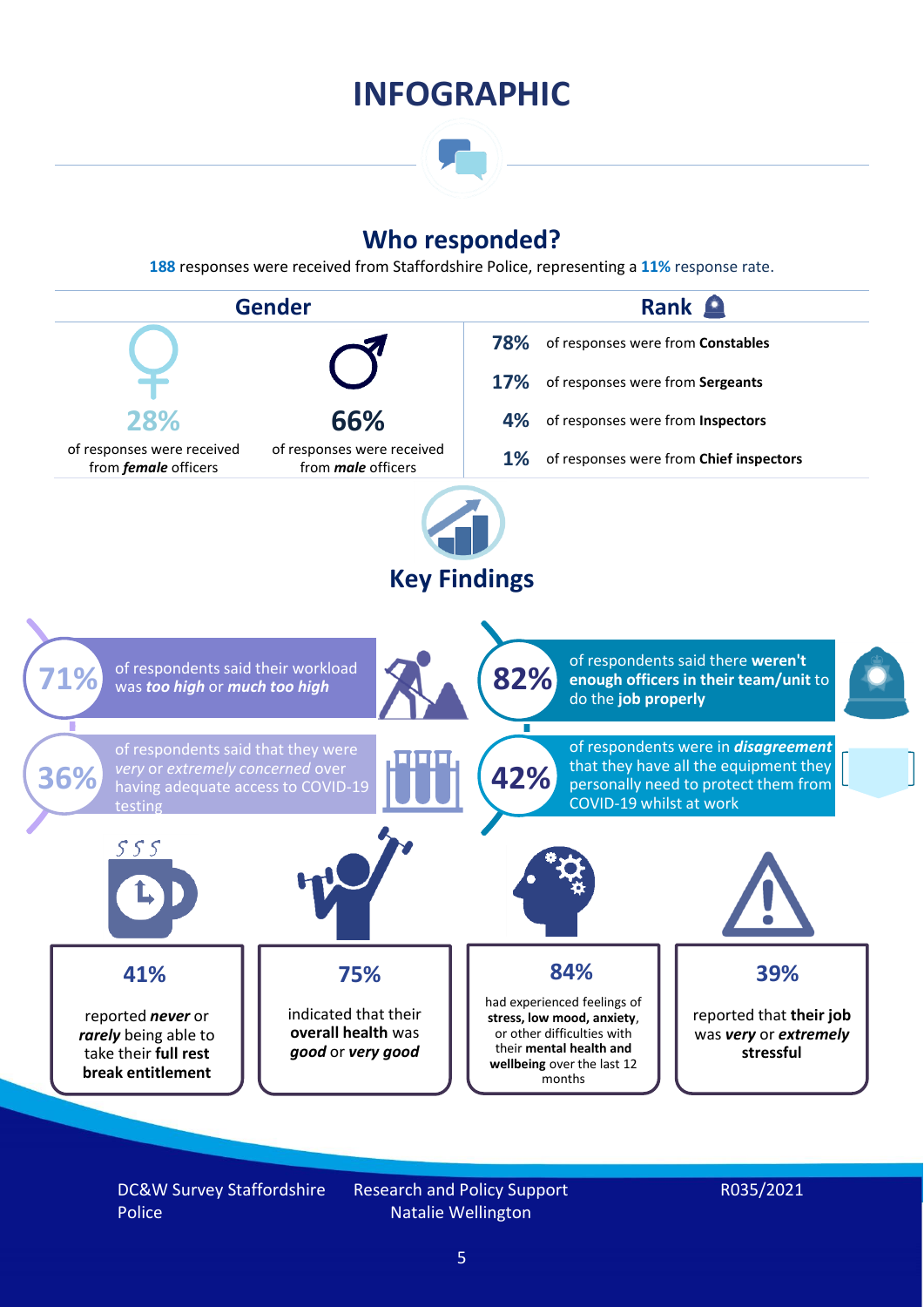# INFOGRAPHIC

## Who responded?

**188** responses were received from Staffordshire Police, representing a **11%** response rate.

### Gender

**28%** of responses were received from ***female*** officers

**66%** of responses were received from ***male*** officers

### Rank

**78%** of responses were from **Constables**

**17%** of responses were from **Sergeants**

**4%** of responses were from **Inspectors**

**1%** of responses were from **Chief inspectors**

## Key Findings

**71%** of respondents said their workload was ***too high*** or ***much too high***

**82%** of respondents said there **weren't enough officers in their team/unit** to do the **job properly**

**36%** of respondents said that they were *very* or *extremely concerned* over having adequate access to COVID-19 testing

**42%** of respondents were in ***disagreement*** that they have all the equipment they personally need to protect them from COVID-19 whilst at work

**41%** reported ***never*** or ***rarely*** being able to take their **full rest break entitlement**

**75%** indicated that their **overall health** was ***good*** or ***very good***

**84%** had experienced feelings of **stress, low mood, anxiety**, or other difficulties with their **mental health and wellbeing** over the last 12 months

**39%** reported that **their job** was ***very*** or ***extremely*** **stressful**

DC&W Survey Staffordshire Police

Research and Policy Support
Natalie Wellington

R035/2021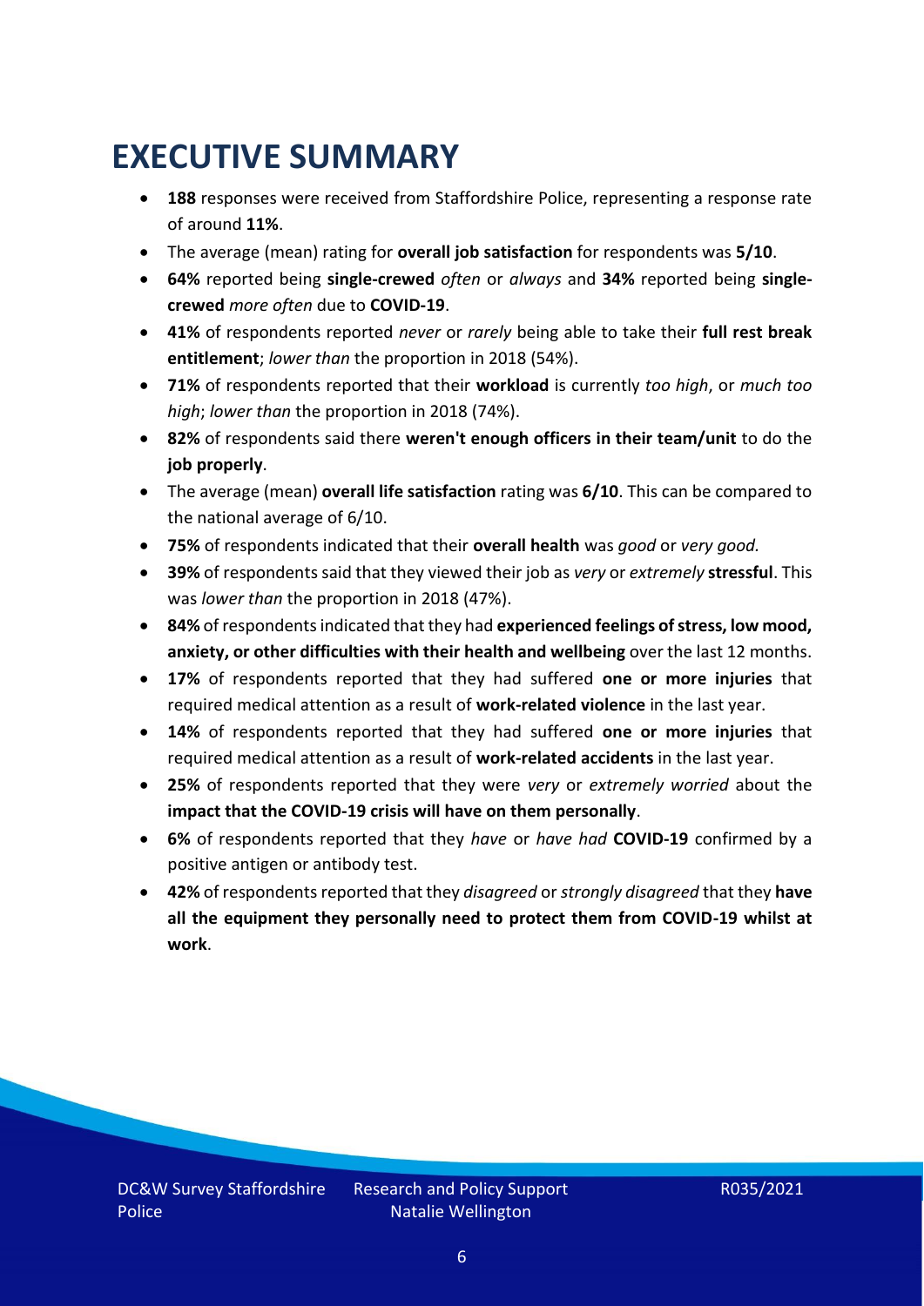# EXECUTIVE SUMMARY

- **188** responses were received from Staffordshire Police, representing a response rate of around **11%**.
- The average (mean) rating for **overall job satisfaction** for respondents was **5/10**.
- **64%** reported being **single-crewed** *often* or *always* and **34%** reported being **single-crewed** *more often* due to **COVID-19**.
- **41%** of respondents reported *never* or *rarely* being able to take their **full rest break entitlement**; *lower than* the proportion in 2018 (54%).
- **71%** of respondents reported that their **workload** is currently *too high*, or *much too high*; *lower than* the proportion in 2018 (74%).
- **82%** of respondents said there **weren't enough officers in their team/unit** to do the **job properly**.
- The average (mean) **overall life satisfaction** rating was **6/10**. This can be compared to the national average of 6/10.
- **75%** of respondents indicated that their **overall health** was *good* or *very good.*
- **39%** of respondents said that they viewed their job as *very* or *extremely* **stressful**. This was *lower than* the proportion in 2018 (47%).
- **84%** of respondents indicated that they had **experienced feelings of stress, low mood, anxiety, or other difficulties with their health and wellbeing** over the last 12 months.
- **17%** of respondents reported that they had suffered **one or more injuries** that required medical attention as a result of **work-related violence** in the last year.
- **14%** of respondents reported that they had suffered **one or more injuries** that required medical attention as a result of **work-related accidents** in the last year.
- **25%** of respondents reported that they were *very* or *extremely worried* about the **impact that the COVID-19 crisis will have on them personally**.
- **6%** of respondents reported that they *have* or *have had* **COVID-19** confirmed by a positive antigen or antibody test.
- **42%** of respondents reported that they *disagreed* or *strongly disagreed* that they **have all the equipment they personally need to protect them from COVID-19 whilst at work**.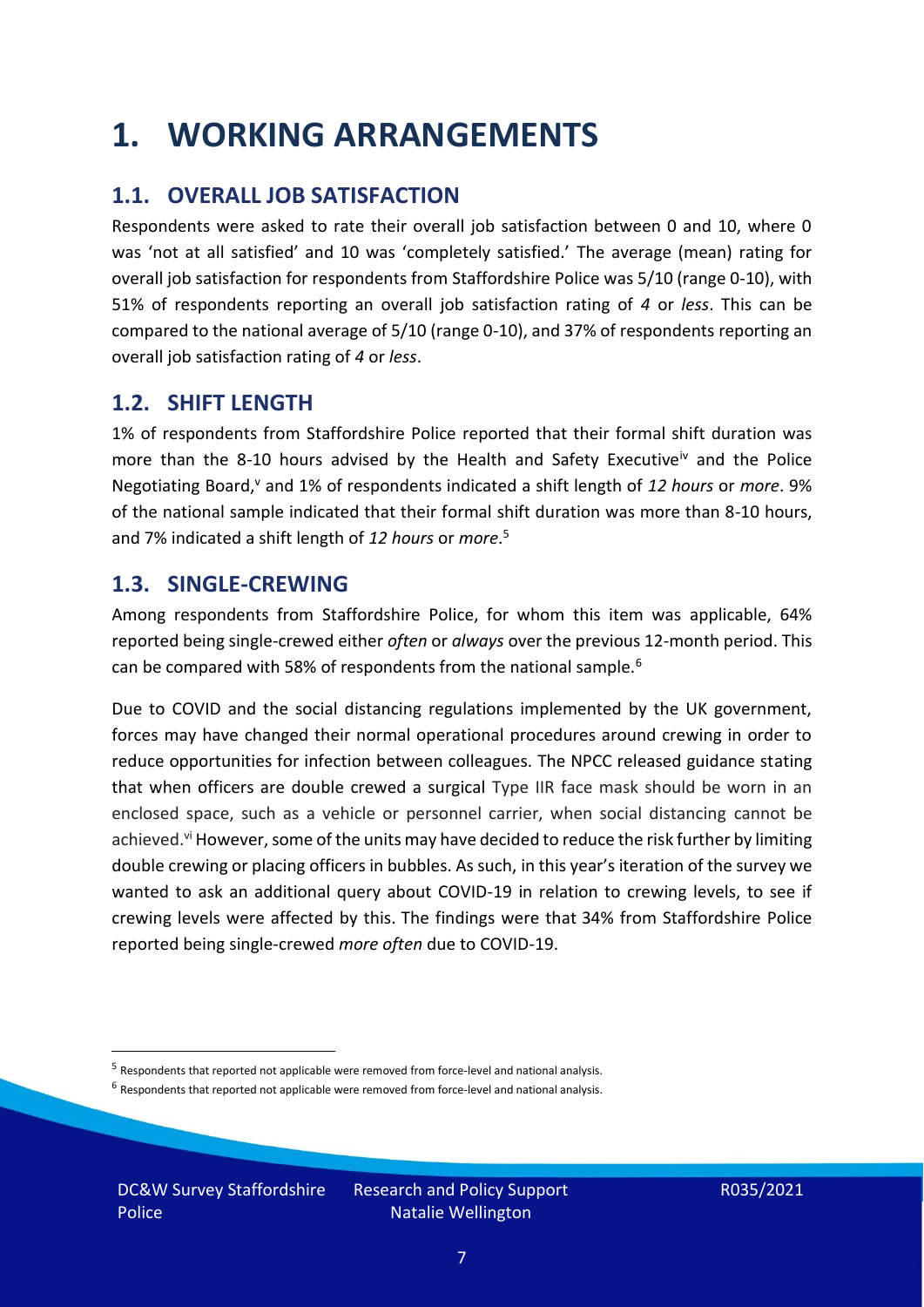# 1. WORKING ARRANGEMENTS

## 1.1. OVERALL JOB SATISFACTION

Respondents were asked to rate their overall job satisfaction between 0 and 10, where 0 was 'not at all satisfied' and 10 was 'completely satisfied.' The average (mean) rating for overall job satisfaction for respondents from Staffordshire Police was 5/10 (range 0-10), with 51% of respondents reporting an overall job satisfaction rating of *4* or *less*. This can be compared to the national average of 5/10 (range 0-10), and 37% of respondents reporting an overall job satisfaction rating of *4* or *less*.

## 1.2. SHIFT LENGTH

1% of respondents from Staffordshire Police reported that their formal shift duration was more than the 8-10 hours advised by the Health and Safety Executive[iv] and the Police Negotiating Board,[v] and 1% of respondents indicated a shift length of *12 hours* or *more*. 9% of the national sample indicated that their formal shift duration was more than 8-10 hours, and 7% indicated a shift length of *12 hours* or *more*.[5]

## 1.3. SINGLE-CREWING

Among respondents from Staffordshire Police, for whom this item was applicable, 64% reported being single-crewed either *often* or *always* over the previous 12-month period. This can be compared with 58% of respondents from the national sample.[6]

Due to COVID and the social distancing regulations implemented by the UK government, forces may have changed their normal operational procedures around crewing in order to reduce opportunities for infection between colleagues. The NPCC released guidance stating that when officers are double crewed a surgical Type IIR face mask should be worn in an enclosed space, such as a vehicle or personnel carrier, when social distancing cannot be achieved.[vi] However, some of the units may have decided to reduce the risk further by limiting double crewing or placing officers in bubbles. As such, in this year's iteration of the survey we wanted to ask an additional query about COVID-19 in relation to crewing levels, to see if crewing levels were affected by this. The findings were that 34% from Staffordshire Police reported being single-crewed *more often* due to COVID-19.

[5] Respondents that reported not applicable were removed from force-level and national analysis.

[6] Respondents that reported not applicable were removed from force-level and national analysis.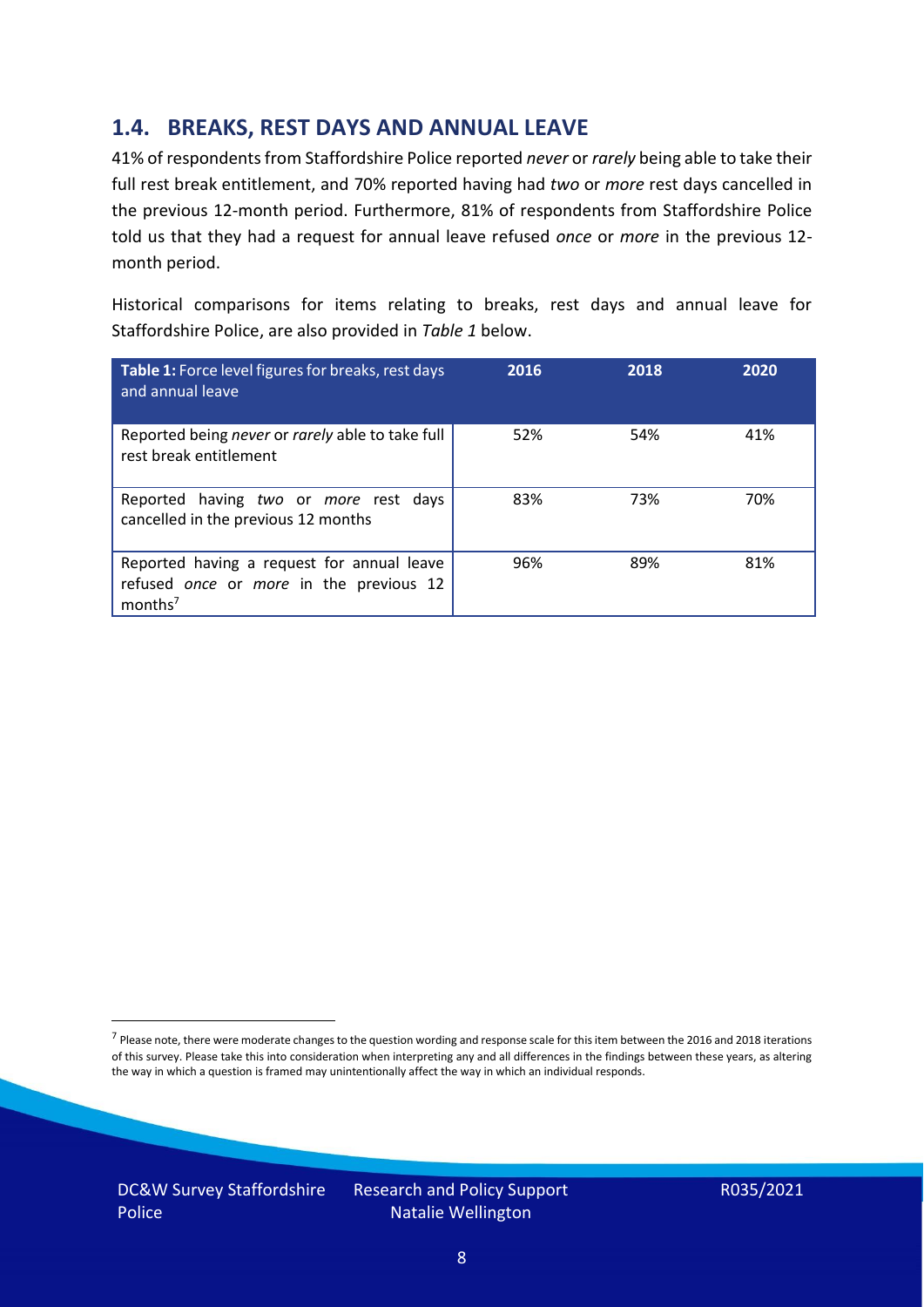## 1.4. BREAKS, REST DAYS AND ANNUAL LEAVE

41% of respondents from Staffordshire Police reported *never* or *rarely* being able to take their full rest break entitlement, and 70% reported having had *two* or *more* rest days cancelled in the previous 12-month period. Furthermore, 81% of respondents from Staffordshire Police told us that they had a request for annual leave refused *once* or *more* in the previous 12-month period.

Historical comparisons for items relating to breaks, rest days and annual leave for Staffordshire Police, are also provided in *Table 1* below.

| **Table 1:** Force level figures for breaks, rest days and annual leave | 2016 | 2018 | 2020 |
|---|---|---|---|
| Reported being *never* or *rarely* able to take full rest break entitlement | 52% | 54% | 41% |
| Reported having *two* or *more* rest days cancelled in the previous 12 months | 83% | 73% | 70% |
| Reported having a request for annual leave refused *once* or *more* in the previous 12 months[7] | 96% | 89% | 81% |

[7] Please note, there were moderate changes to the question wording and response scale for this item between the 2016 and 2018 iterations of this survey. Please take this into consideration when interpreting any and all differences in the findings between these years, as altering the way in which a question is framed may unintentionally affect the way in which an individual responds.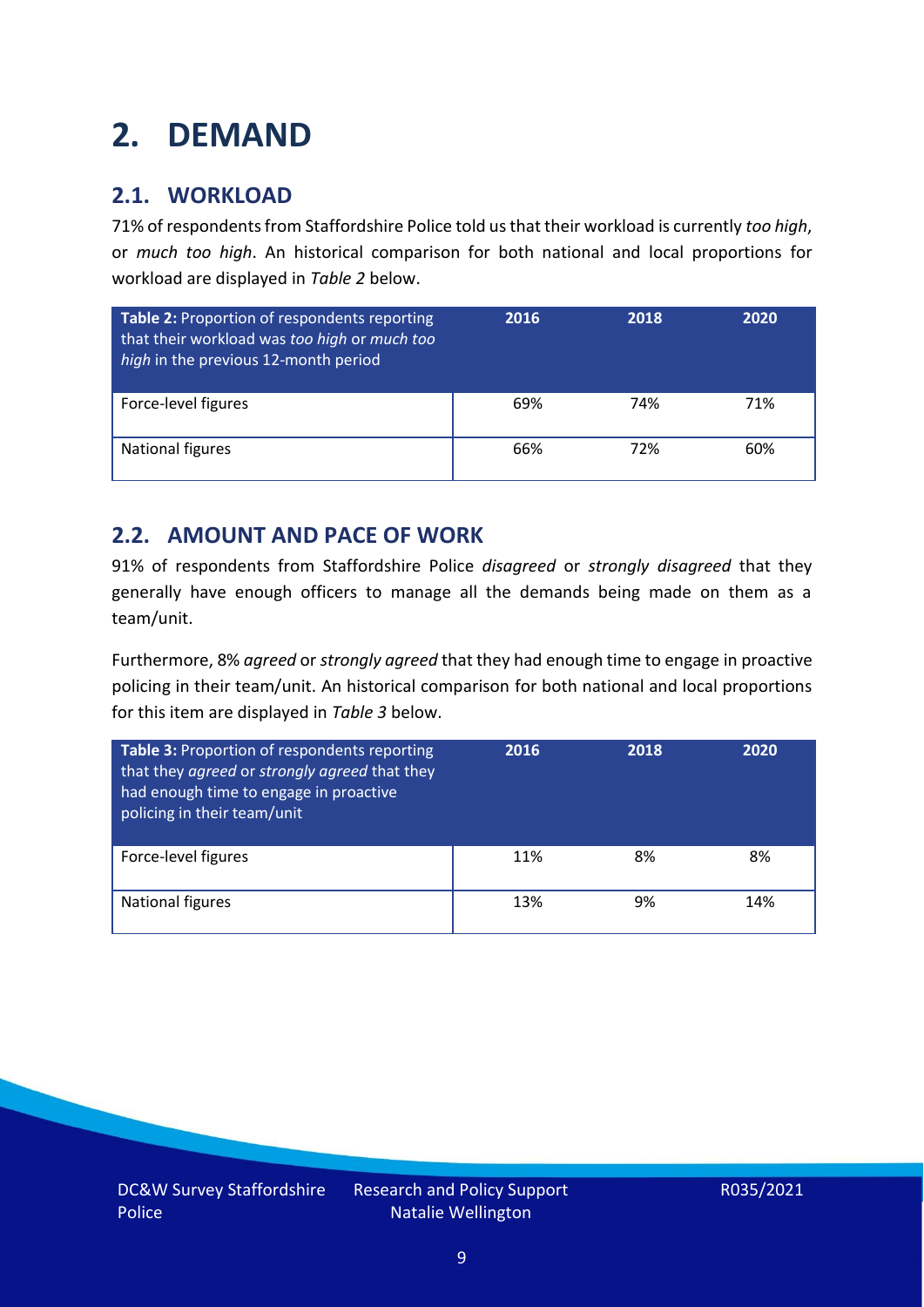# 2. DEMAND

## 2.1. WORKLOAD

71% of respondents from Staffordshire Police told us that their workload is currently *too high*, or *much too high*. An historical comparison for both national and local proportions for workload are displayed in *Table 2* below.

| **Table 2:** Proportion of respondents reporting that their workload was *too high* or *much too high* in the previous 12-month period | 2016 | 2018 | 2020 |
|---|---|---|---|
| Force-level figures | 69% | 74% | 71% |
| National figures | 66% | 72% | 60% |

## 2.2. AMOUNT AND PACE OF WORK

91% of respondents from Staffordshire Police *disagreed* or *strongly disagreed* that they generally have enough officers to manage all the demands being made on them as a team/unit.

Furthermore, 8% *agreed* or *strongly agreed* that they had enough time to engage in proactive policing in their team/unit. An historical comparison for both national and local proportions for this item are displayed in *Table 3* below.

| **Table 3:** Proportion of respondents reporting that they *agreed* or *strongly agreed* that they had enough time to engage in proactive policing in their team/unit | 2016 | 2018 | 2020 |
|---|---|---|---|
| Force-level figures | 11% | 8% | 8% |
| National figures | 13% | 9% | 14% |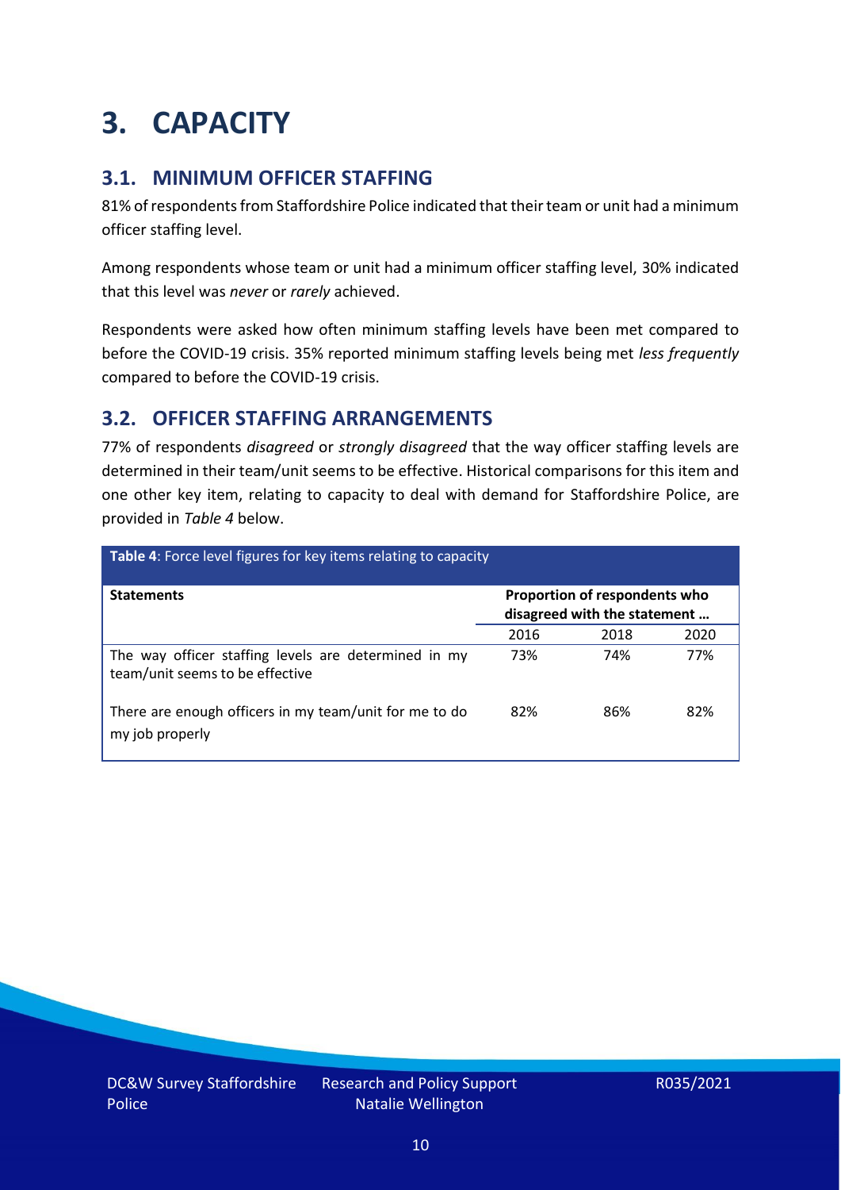# 3. CAPACITY

## 3.1. MINIMUM OFFICER STAFFING

81% of respondents from Staffordshire Police indicated that their team or unit had a minimum officer staffing level.

Among respondents whose team or unit had a minimum officer staffing level, 30% indicated that this level was *never* or *rarely* achieved.

Respondents were asked how often minimum staffing levels have been met compared to before the COVID-19 crisis. 35% reported minimum staffing levels being met *less frequently* compared to before the COVID-19 crisis.

## 3.2. OFFICER STAFFING ARRANGEMENTS

77% of respondents *disagreed* or *strongly disagreed* that the way officer staffing levels are determined in their team/unit seems to be effective. Historical comparisons for this item and one other key item, relating to capacity to deal with demand for Staffordshire Police, are provided in *Table 4* below.

**Table 4**: Force level figures for key items relating to capacity

| Statements | Proportion of respondents who disagreed with the statement … | | |
|---|---|---|---|
| | 2016 | 2018 | 2020 |
| The way officer staffing levels are determined in my team/unit seems to be effective | 73% | 74% | 77% |
| There are enough officers in my team/unit for me to do my job properly | 82% | 86% | 82% |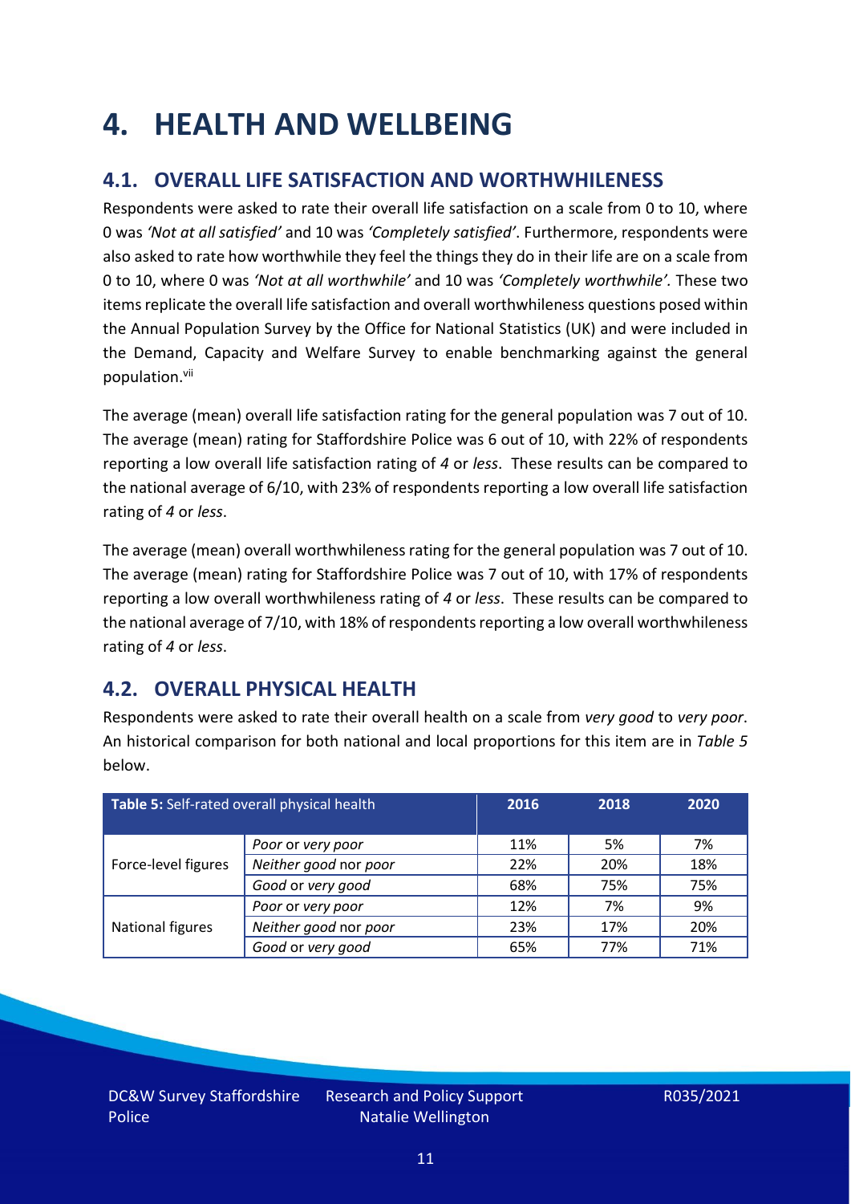# 4. HEALTH AND WELLBEING

## 4.1. OVERALL LIFE SATISFACTION AND WORTHWHILENESS

Respondents were asked to rate their overall life satisfaction on a scale from 0 to 10, where 0 was *'Not at all satisfied'* and 10 was *'Completely satisfied'*. Furthermore, respondents were also asked to rate how worthwhile they feel the things they do in their life are on a scale from 0 to 10, where 0 was *'Not at all worthwhile'* and 10 was *'Completely worthwhile'.* These two items replicate the overall life satisfaction and overall worthwhileness questions posed within the Annual Population Survey by the Office for National Statistics (UK) and were included in the Demand, Capacity and Welfare Survey to enable benchmarking against the general population.[vii]

The average (mean) overall life satisfaction rating for the general population was 7 out of 10. The average (mean) rating for Staffordshire Police was 6 out of 10, with 22% of respondents reporting a low overall life satisfaction rating of *4* or *less*. These results can be compared to the national average of 6/10, with 23% of respondents reporting a low overall life satisfaction rating of *4* or *less*.

The average (mean) overall worthwhileness rating for the general population was 7 out of 10. The average (mean) rating for Staffordshire Police was 7 out of 10, with 17% of respondents reporting a low overall worthwhileness rating of *4* or *less*. These results can be compared to the national average of 7/10, with 18% of respondents reporting a low overall worthwhileness rating of *4* or *less*.

## 4.2. OVERALL PHYSICAL HEALTH

Respondents were asked to rate their overall health on a scale from *very good* to *very poor*. An historical comparison for both national and local proportions for this item are in *Table 5* below.

| **Table 5:** Self-rated overall physical health | | 2016 | 2018 | 2020 |
|---|---|---|---|---|
| Force-level figures | *Poor* or *very poor* | 11% | 5% | 7% |
| | *Neither good* nor *poor* | 22% | 20% | 18% |
| | *Good* or *very good* | 68% | 75% | 75% |
| National figures | *Poor* or *very poor* | 12% | 7% | 9% |
| | *Neither good* nor *poor* | 23% | 17% | 20% |
| | *Good* or *very good* | 65% | 77% | 71% |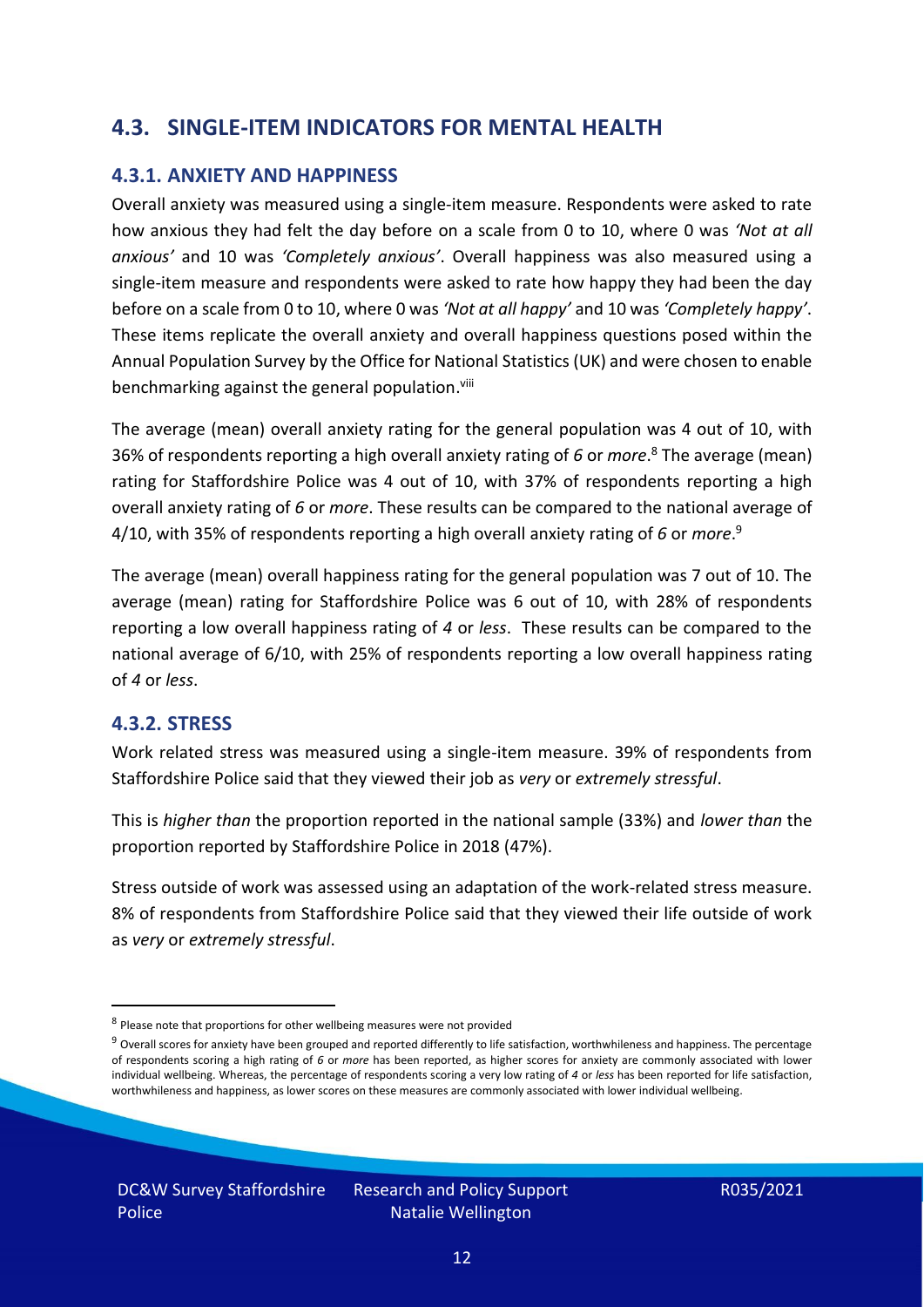## 4.3. SINGLE-ITEM INDICATORS FOR MENTAL HEALTH

### 4.3.1. ANXIETY AND HAPPINESS

Overall anxiety was measured using a single-item measure. Respondents were asked to rate how anxious they had felt the day before on a scale from 0 to 10, where 0 was *'Not at all anxious'* and 10 was *'Completely anxious'*. Overall happiness was also measured using a single-item measure and respondents were asked to rate how happy they had been the day before on a scale from 0 to 10, where 0 was *'Not at all happy'* and 10 was *'Completely happy'*. These items replicate the overall anxiety and overall happiness questions posed within the Annual Population Survey by the Office for National Statistics (UK) and were chosen to enable benchmarking against the general population.[viii]

The average (mean) overall anxiety rating for the general population was 4 out of 10, with 36% of respondents reporting a high overall anxiety rating of *6* or *more*.[8] The average (mean) rating for Staffordshire Police was 4 out of 10, with 37% of respondents reporting a high overall anxiety rating of *6* or *more*. These results can be compared to the national average of 4/10, with 35% of respondents reporting a high overall anxiety rating of *6* or *more*.[9]

The average (mean) overall happiness rating for the general population was 7 out of 10. The average (mean) rating for Staffordshire Police was 6 out of 10, with 28% of respondents reporting a low overall happiness rating of *4* or *less*. These results can be compared to the national average of 6/10, with 25% of respondents reporting a low overall happiness rating of *4* or *less*.

### 4.3.2. STRESS

Work related stress was measured using a single-item measure. 39% of respondents from Staffordshire Police said that they viewed their job as *very* or *extremely stressful*.

This is *higher than* the proportion reported in the national sample (33%) and *lower than* the proportion reported by Staffordshire Police in 2018 (47%).

Stress outside of work was assessed using an adaptation of the work-related stress measure. 8% of respondents from Staffordshire Police said that they viewed their life outside of work as *very* or *extremely stressful*.

---

[8] Please note that proportions for other wellbeing measures were not provided

[9] Overall scores for anxiety have been grouped and reported differently to life satisfaction, worthwhileness and happiness. The percentage of respondents scoring a high rating of *6* or *more* has been reported, as higher scores for anxiety are commonly associated with lower individual wellbeing. Whereas, the percentage of respondents scoring a very low rating of *4* or *less* has been reported for life satisfaction, worthwhileness and happiness, as lower scores on these measures are commonly associated with lower individual wellbeing.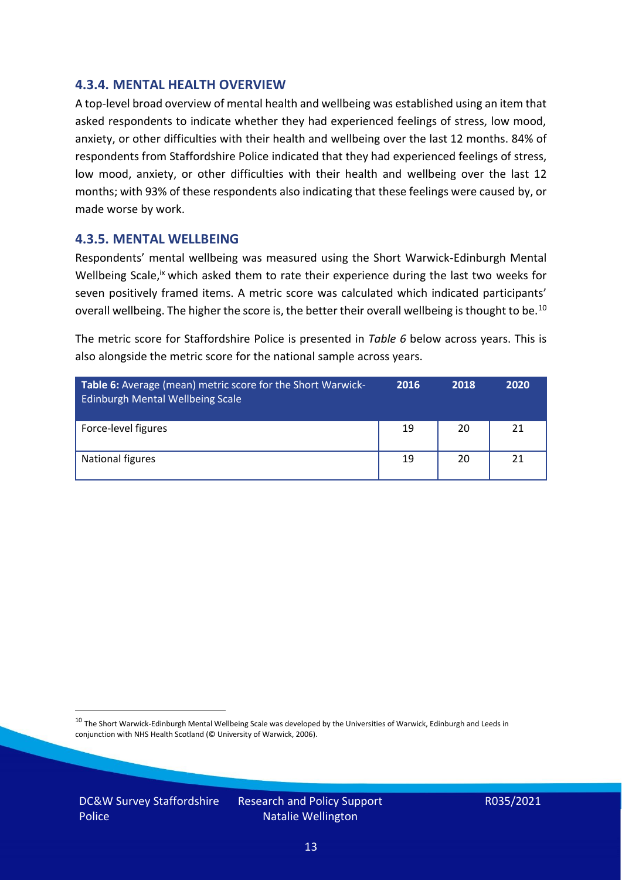### 4.3.4. MENTAL HEALTH OVERVIEW

A top-level broad overview of mental health and wellbeing was established using an item that asked respondents to indicate whether they had experienced feelings of stress, low mood, anxiety, or other difficulties with their health and wellbeing over the last 12 months. 84% of respondents from Staffordshire Police indicated that they had experienced feelings of stress, low mood, anxiety, or other difficulties with their health and wellbeing over the last 12 months; with 93% of these respondents also indicating that these feelings were caused by, or made worse by work.

### 4.3.5. MENTAL WELLBEING

Respondents' mental wellbeing was measured using the Short Warwick-Edinburgh Mental Wellbeing Scale,[ix] which asked them to rate their experience during the last two weeks for seven positively framed items. A metric score was calculated which indicated participants' overall wellbeing. The higher the score is, the better their overall wellbeing is thought to be.[10]

The metric score for Staffordshire Police is presented in *Table 6* below across years. This is also alongside the metric score for the national sample across years.

| **Table 6:** Average (mean) metric score for the Short Warwick-Edinburgh Mental Wellbeing Scale | 2016 | 2018 | 2020 |
|---|---|---|---|
| Force-level figures | 19 | 20 | 21 |
| National figures | 19 | 20 | 21 |

[10] The Short Warwick-Edinburgh Mental Wellbeing Scale was developed by the Universities of Warwick, Edinburgh and Leeds in conjunction with NHS Health Scotland (© University of Warwick, 2006).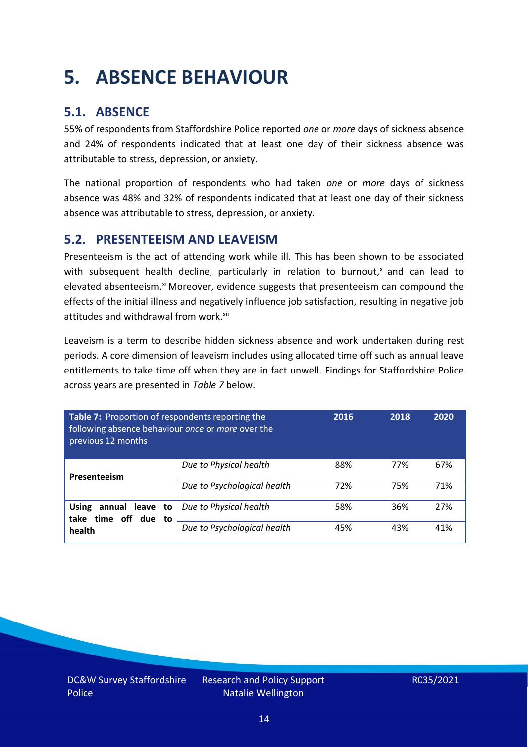# 5. ABSENCE BEHAVIOUR

## 5.1. ABSENCE

55% of respondents from Staffordshire Police reported *one* or *more* days of sickness absence and 24% of respondents indicated that at least one day of their sickness absence was attributable to stress, depression, or anxiety.

The national proportion of respondents who had taken *one* or *more* days of sickness absence was 48% and 32% of respondents indicated that at least one day of their sickness absence was attributable to stress, depression, or anxiety.

## 5.2. PRESENTEEISM AND LEAVEISM

Presenteeism is the act of attending work while ill. This has been shown to be associated with subsequent health decline, particularly in relation to burnout,[x] and can lead to elevated absenteeism.[xi] Moreover, evidence suggests that presenteeism can compound the effects of the initial illness and negatively influence job satisfaction, resulting in negative job attitudes and withdrawal from work.[xii]

Leaveism is a term to describe hidden sickness absence and work undertaken during rest periods. A core dimension of leaveism includes using allocated time off such as annual leave entitlements to take time off when they are in fact unwell. Findings for Staffordshire Police across years are presented in *Table 7* below.

| **Table 7:** Proportion of respondents reporting the following absence behaviour *once* or *more* over the previous 12 months | | 2016 | 2018 | 2020 |
|---|---|---|---|---|
| **Presenteeism** | *Due to Physical health* | 88% | 77% | 67% |
| | *Due to Psychological health* | 72% | 75% | 71% |
| **Using annual leave to take time off due to health** | *Due to Physical health* | 58% | 36% | 27% |
| | *Due to Psychological health* | 45% | 43% | 41% |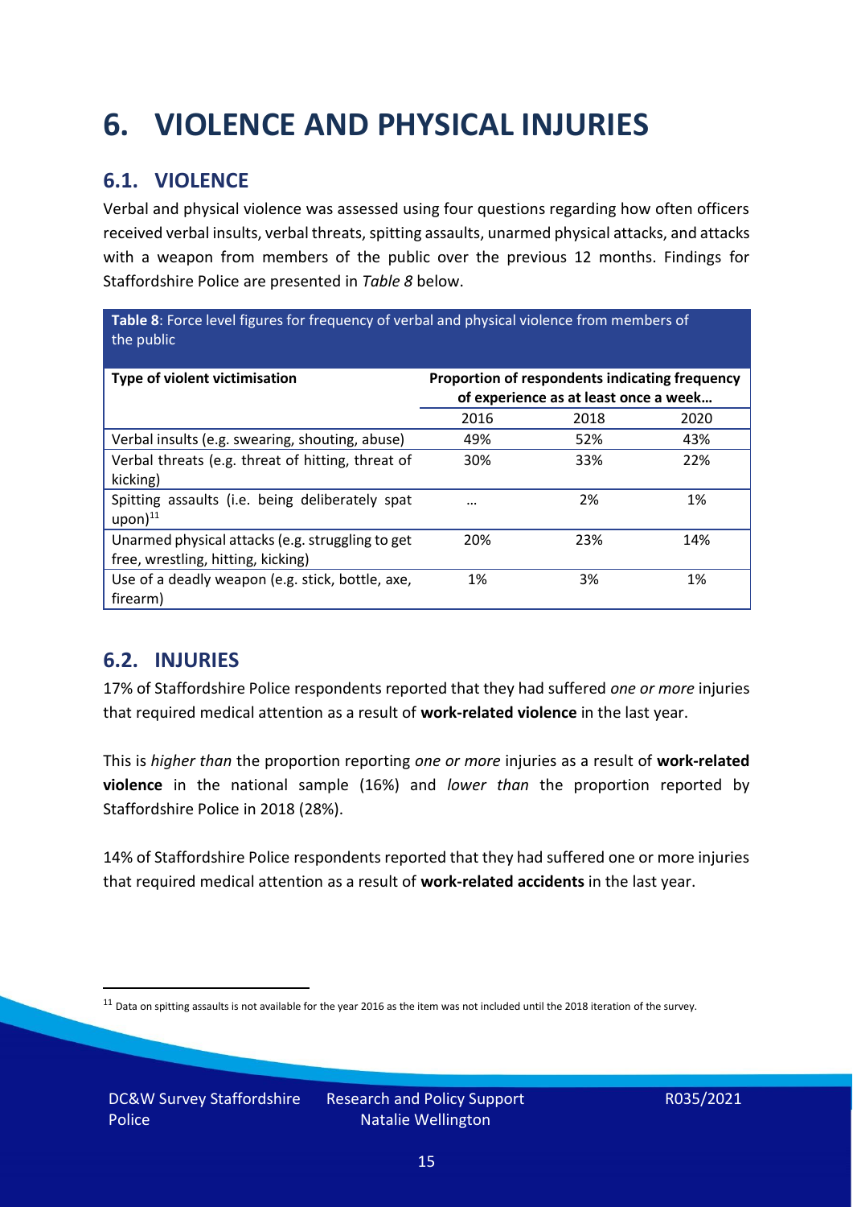# 6. VIOLENCE AND PHYSICAL INJURIES

## 6.1. VIOLENCE

Verbal and physical violence was assessed using four questions regarding how often officers received verbal insults, verbal threats, spitting assaults, unarmed physical attacks, and attacks with a weapon from members of the public over the previous 12 months. Findings for Staffordshire Police are presented in *Table 8* below.

**Table 8**: Force level figures for frequency of verbal and physical violence from members of the public

| Type of violent victimisation | Proportion of respondents indicating frequency of experience as at least once a week… | | |
|---|---|---|---|
| | 2016 | 2018 | 2020 |
| Verbal insults (e.g. swearing, shouting, abuse) | 49% | 52% | 43% |
| Verbal threats (e.g. threat of hitting, threat of kicking) | 30% | 33% | 22% |
| Spitting assaults (i.e. being deliberately spat upon)[11] | … | 2% | 1% |
| Unarmed physical attacks (e.g. struggling to get free, wrestling, hitting, kicking) | 20% | 23% | 14% |
| Use of a deadly weapon (e.g. stick, bottle, axe, firearm) | 1% | 3% | 1% |

## 6.2. INJURIES

17% of Staffordshire Police respondents reported that they had suffered *one or more* injuries that required medical attention as a result of **work-related violence** in the last year.

This is *higher than* the proportion reporting *one or more* injuries as a result of **work-related violence** in the national sample (16%) and *lower than* the proportion reported by Staffordshire Police in 2018 (28%).

14% of Staffordshire Police respondents reported that they had suffered one or more injuries that required medical attention as a result of **work-related accidents** in the last year.

[11] Data on spitting assaults is not available for the year 2016 as the item was not included until the 2018 iteration of the survey.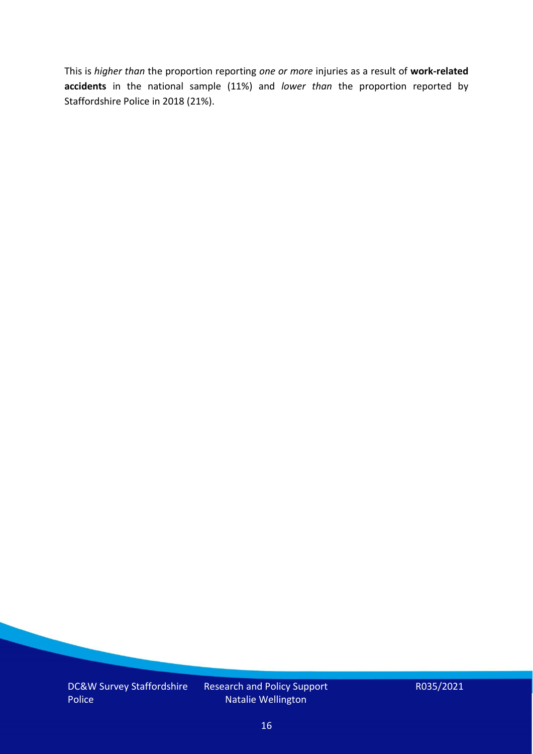This is *higher than* the proportion reporting *one or more* injuries as a result of **work-related accidents** in the national sample (11%) and *lower than* the proportion reported by Staffordshire Police in 2018 (21%).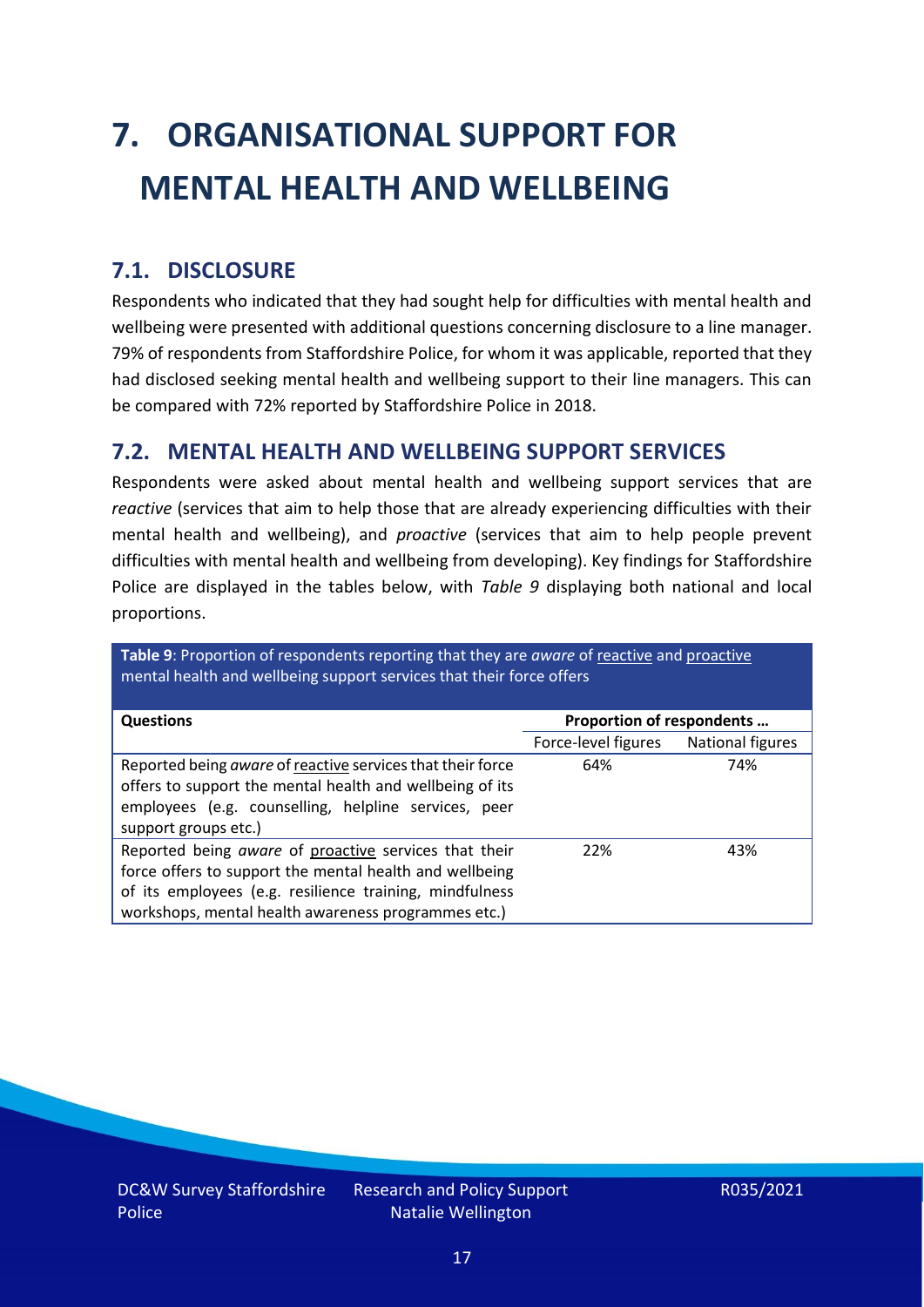# 7. ORGANISATIONAL SUPPORT FOR MENTAL HEALTH AND WELLBEING

## 7.1. DISCLOSURE

Respondents who indicated that they had sought help for difficulties with mental health and wellbeing were presented with additional questions concerning disclosure to a line manager. 79% of respondents from Staffordshire Police, for whom it was applicable, reported that they had disclosed seeking mental health and wellbeing support to their line managers. This can be compared with 72% reported by Staffordshire Police in 2018.

## 7.2. MENTAL HEALTH AND WELLBEING SUPPORT SERVICES

Respondents were asked about mental health and wellbeing support services that are *reactive* (services that aim to help those that are already experiencing difficulties with their mental health and wellbeing), and *proactive* (services that aim to help people prevent difficulties with mental health and wellbeing from developing). Key findings for Staffordshire Police are displayed in the tables below, with *Table 9* displaying both national and local proportions.

**Table 9**: Proportion of respondents reporting that they are *aware* of reactive and proactive mental health and wellbeing support services that their force offers

| Questions | Proportion of respondents … | |
|---|---|---|
| | Force-level figures | National figures |
| Reported being *aware* of reactive services that their force offers to support the mental health and wellbeing of its employees (e.g. counselling, helpline services, peer support groups etc.) | 64% | 74% |
| Reported being *aware* of proactive services that their force offers to support the mental health and wellbeing of its employees (e.g. resilience training, mindfulness workshops, mental health awareness programmes etc.) | 22% | 43% |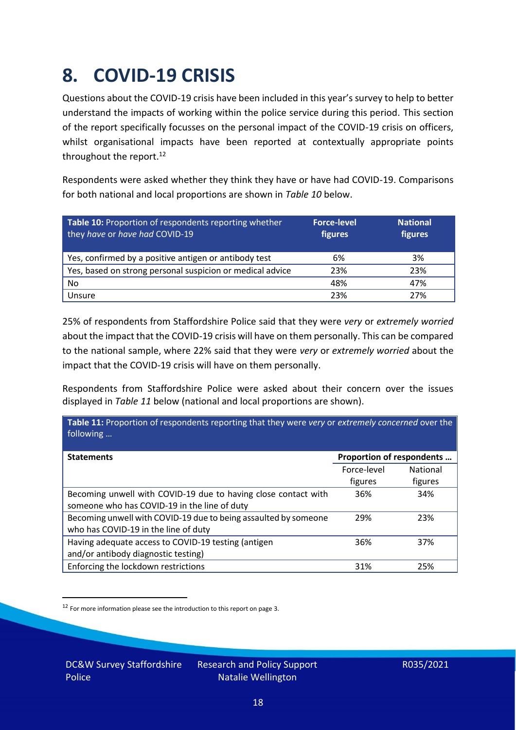# 8. COVID-19 CRISIS

Questions about the COVID-19 crisis have been included in this year's survey to help to better understand the impacts of working within the police service during this period. This section of the report specifically focusses on the personal impact of the COVID-19 crisis on officers, whilst organisational impacts have been reported at contextually appropriate points throughout the report.[12]

Respondents were asked whether they think they have or have had COVID-19. Comparisons for both national and local proportions are shown in *Table 10* below.

| **Table 10:** Proportion of respondents reporting whether they *have* or *have had* COVID-19 | **Force-level figures** | **National figures** |
|---|---|---|
| Yes, confirmed by a positive antigen or antibody test | 6% | 3% |
| Yes, based on strong personal suspicion or medical advice | 23% | 23% |
| No | 48% | 47% |
| Unsure | 23% | 27% |

25% of respondents from Staffordshire Police said that they were *very* or *extremely worried* about the impact that the COVID-19 crisis will have on them personally. This can be compared to the national sample, where 22% said that they were *very* or *extremely worried* about the impact that the COVID-19 crisis will have on them personally.

Respondents from Staffordshire Police were asked about their concern over the issues displayed in *Table 11* below (national and local proportions are shown).

**Table 11:** Proportion of respondents reporting that they were *very* or *extremely concerned* over the following …

| **Statements** | **Proportion of respondents …** | |
|---|---|---|
| | Force-level figures | National figures |
| Becoming unwell with COVID-19 due to having close contact with someone who has COVID-19 in the line of duty | 36% | 34% |
| Becoming unwell with COVID-19 due to being assaulted by someone who has COVID-19 in the line of duty | 29% | 23% |
| Having adequate access to COVID-19 testing (antigen and/or antibody diagnostic testing) | 36% | 37% |
| Enforcing the lockdown restrictions | 31% | 25% |

[12] For more information please see the introduction to this report on page 3.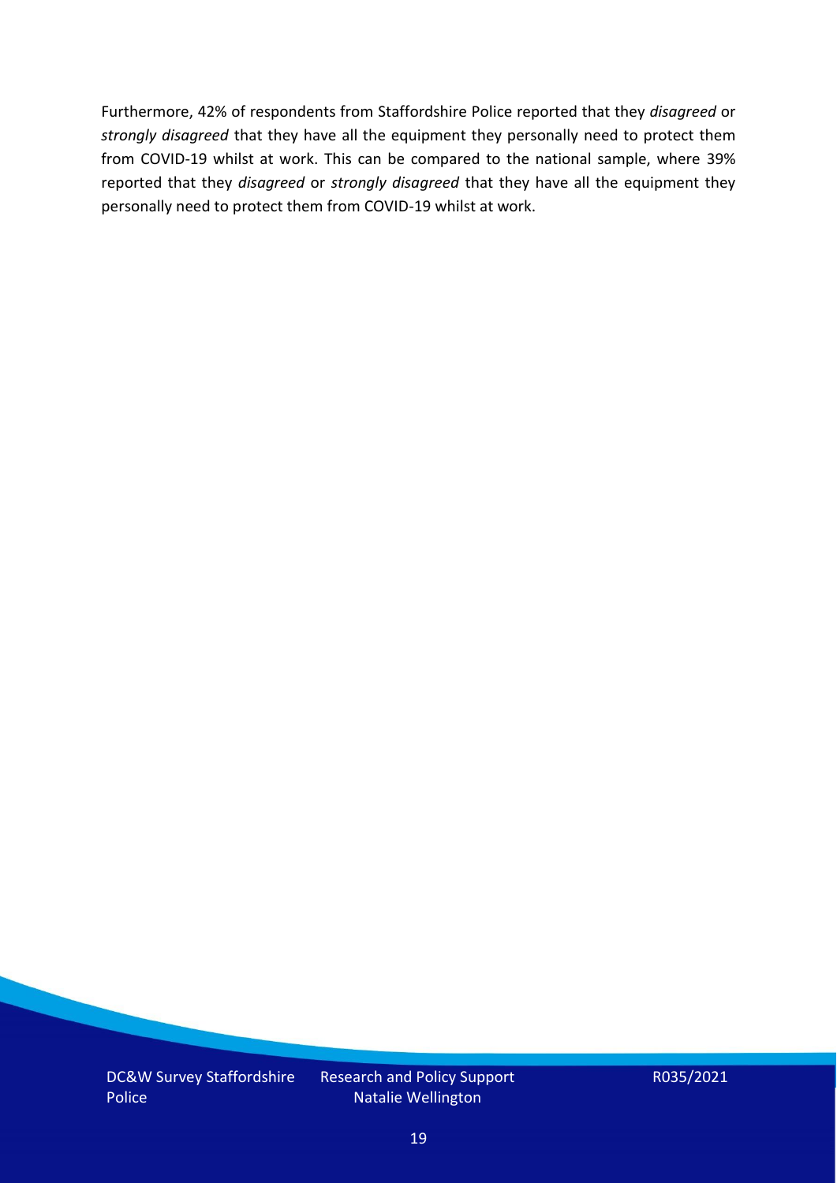Furthermore, 42% of respondents from Staffordshire Police reported that they *disagreed* or *strongly disagreed* that they have all the equipment they personally need to protect them from COVID-19 whilst at work. This can be compared to the national sample, where 39% reported that they *disagreed* or *strongly disagreed* that they have all the equipment they personally need to protect them from COVID-19 whilst at work.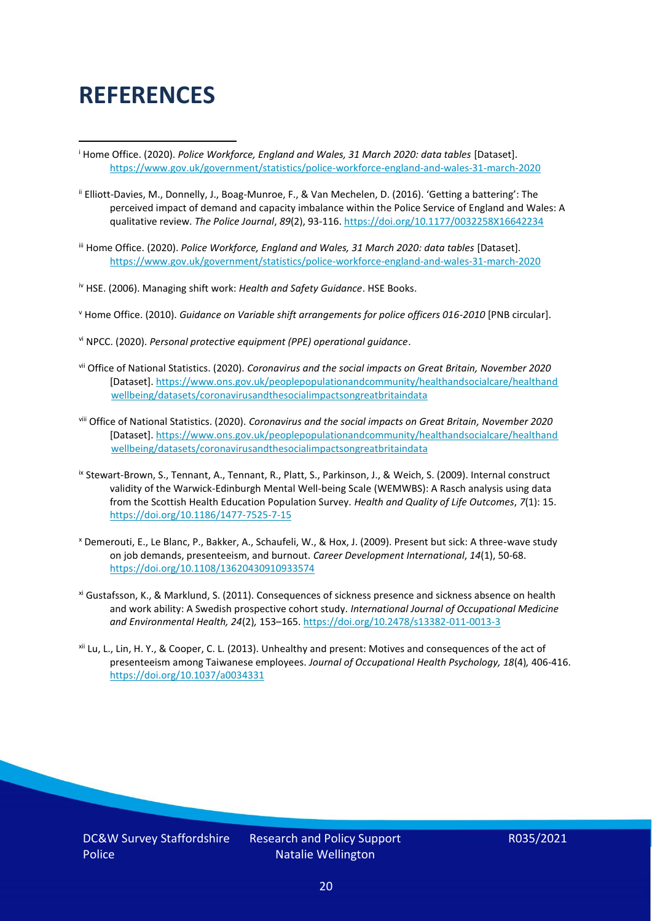# REFERENCES

[i] Home Office. (2020). *Police Workforce, England and Wales, 31 March 2020: data tables* [Dataset]. https://www.gov.uk/government/statistics/police-workforce-england-and-wales-31-march-2020

[ii] Elliott-Davies, M., Donnelly, J., Boag-Munroe, F., & Van Mechelen, D. (2016). 'Getting a battering': The perceived impact of demand and capacity imbalance within the Police Service of England and Wales: A qualitative review. *The Police Journal*, *89*(2), 93-116. https://doi.org/10.1177/0032258X16642234

[iii] Home Office. (2020). *Police Workforce, England and Wales, 31 March 2020: data tables* [Dataset]. https://www.gov.uk/government/statistics/police-workforce-england-and-wales-31-march-2020

[iv] HSE. (2006). Managing shift work: *Health and Safety Guidance*. HSE Books.

[v] Home Office. (2010). *Guidance on Variable shift arrangements for police officers 016-2010* [PNB circular].

[vi] NPCC. (2020). *Personal protective equipment (PPE) operational guidance*.

[vii] Office of National Statistics. (2020). *Coronavirus and the social impacts on Great Britain, November 2020* [Dataset]. https://www.ons.gov.uk/peoplepopulationandcommunity/healthandsocialcare/healthandwellbeing/datasets/coronavirusandthesocialimpactsongreatbritaindata

[viii] Office of National Statistics. (2020). *Coronavirus and the social impacts on Great Britain, November 2020* [Dataset]. https://www.ons.gov.uk/peoplepopulationandcommunity/healthandsocialcare/healthandwellbeing/datasets/coronavirusandthesocialimpactsongreatbritaindata

[ix] Stewart-Brown, S., Tennant, A., Tennant, R., Platt, S., Parkinson, J., & Weich, S. (2009). Internal construct validity of the Warwick-Edinburgh Mental Well-being Scale (WEMWBS): A Rasch analysis using data from the Scottish Health Education Population Survey. *Health and Quality of Life Outcomes*, *7*(1): 15. https://doi.org/10.1186/1477-7525-7-15

[x] Demerouti, E., Le Blanc, P., Bakker, A., Schaufeli, W., & Hox, J. (2009). Present but sick: A three-wave study on job demands, presenteeism, and burnout. *Career Development International*, *14*(1), 50-68. https://doi.org/10.1108/13620430910933574

[xi] Gustafsson, K., & Marklund, S. (2011). Consequences of sickness presence and sickness absence on health and work ability: A Swedish prospective cohort study. *International Journal of Occupational Medicine and Environmental Health, 24*(2)*,* 153–165. https://doi.org/10.2478/s13382-011-0013-3

[xii] Lu, L., Lin, H. Y., & Cooper, C. L. (2013). Unhealthy and present: Motives and consequences of the act of presenteeism among Taiwanese employees. *Journal of Occupational Health Psychology, 18*(4)*,* 406-416. https://doi.org/10.1037/a0034331